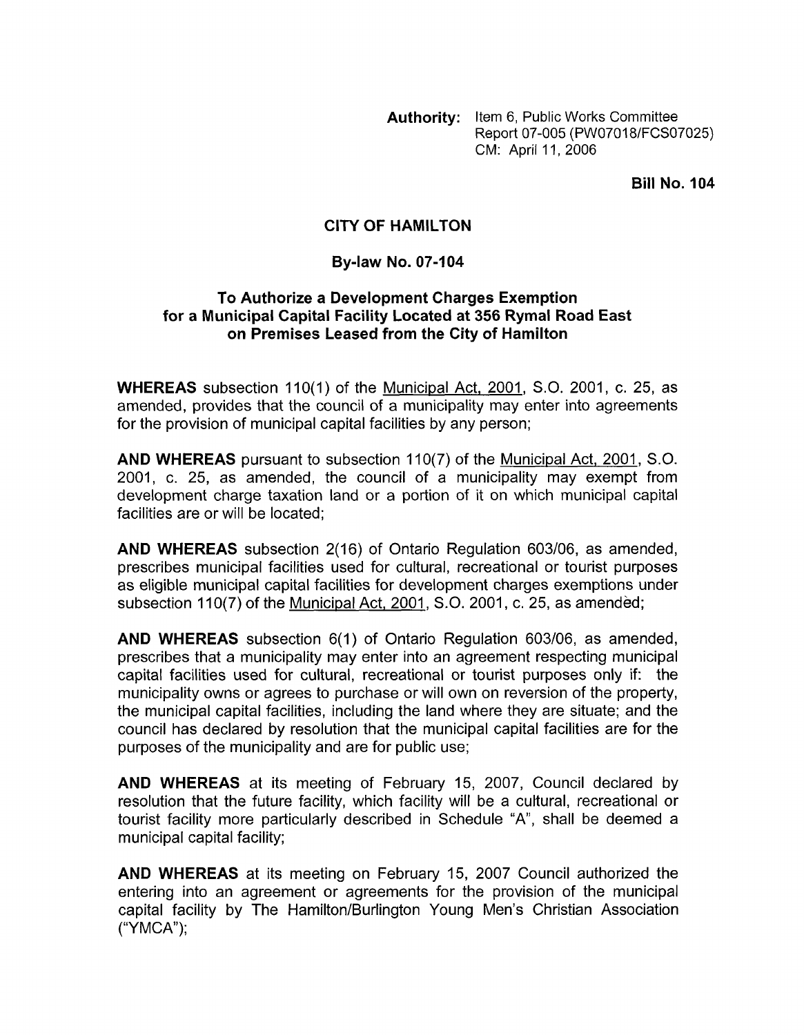**Authority:** Item 6, Public Works Committee
Report 07-005 (PW07018/FCS07025)
CM: April 11, 2006

**Bill No. 104**

**CITY OF HAMILTON**

**By-law No. 07-104**

**To Authorize a Development Charges Exemption for a Municipal Capital Facility Located at 356 Rymal Road East on Premises Leased from the City of Hamilton**

**WHEREAS** subsection 110(1) of the Municipal Act, 2001, S.O. 2001, c. 25, as amended, provides that the council of a municipality may enter into agreements for the provision of municipal capital facilities by any person;

**AND WHEREAS** pursuant to subsection 110(7) of the Municipal Act, 2001, S.O. 2001, c. 25, as amended, the council of a municipality may exempt from development charge taxation land or a portion of it on which municipal capital facilities are or will be located;

**AND WHEREAS** subsection 2(16) of Ontario Regulation 603/06, as amended, prescribes municipal facilities used for cultural, recreational or tourist purposes as eligible municipal capital facilities for development charges exemptions under subsection 110(7) of the Municipal Act, 2001, S.O. 2001, c. 25, as amended;

**AND WHEREAS** subsection 6(1) of Ontario Regulation 603/06, as amended, prescribes that a municipality may enter into an agreement respecting municipal capital facilities used for cultural, recreational or tourist purposes only if: the municipality owns or agrees to purchase or will own on reversion of the property, the municipal capital facilities, including the land where they are situate; and the council has declared by resolution that the municipal capital facilities are for the purposes of the municipality and are for public use;

**AND WHEREAS** at its meeting of February 15, 2007, Council declared by resolution that the future facility, which facility will be a cultural, recreational or tourist facility more particularly described in Schedule "A", shall be deemed a municipal capital facility;

**AND WHEREAS** at its meeting on February 15, 2007 Council authorized the entering into an agreement or agreements for the provision of the municipal capital facility by The Hamilton/Burlington Young Men's Christian Association ("YMCA");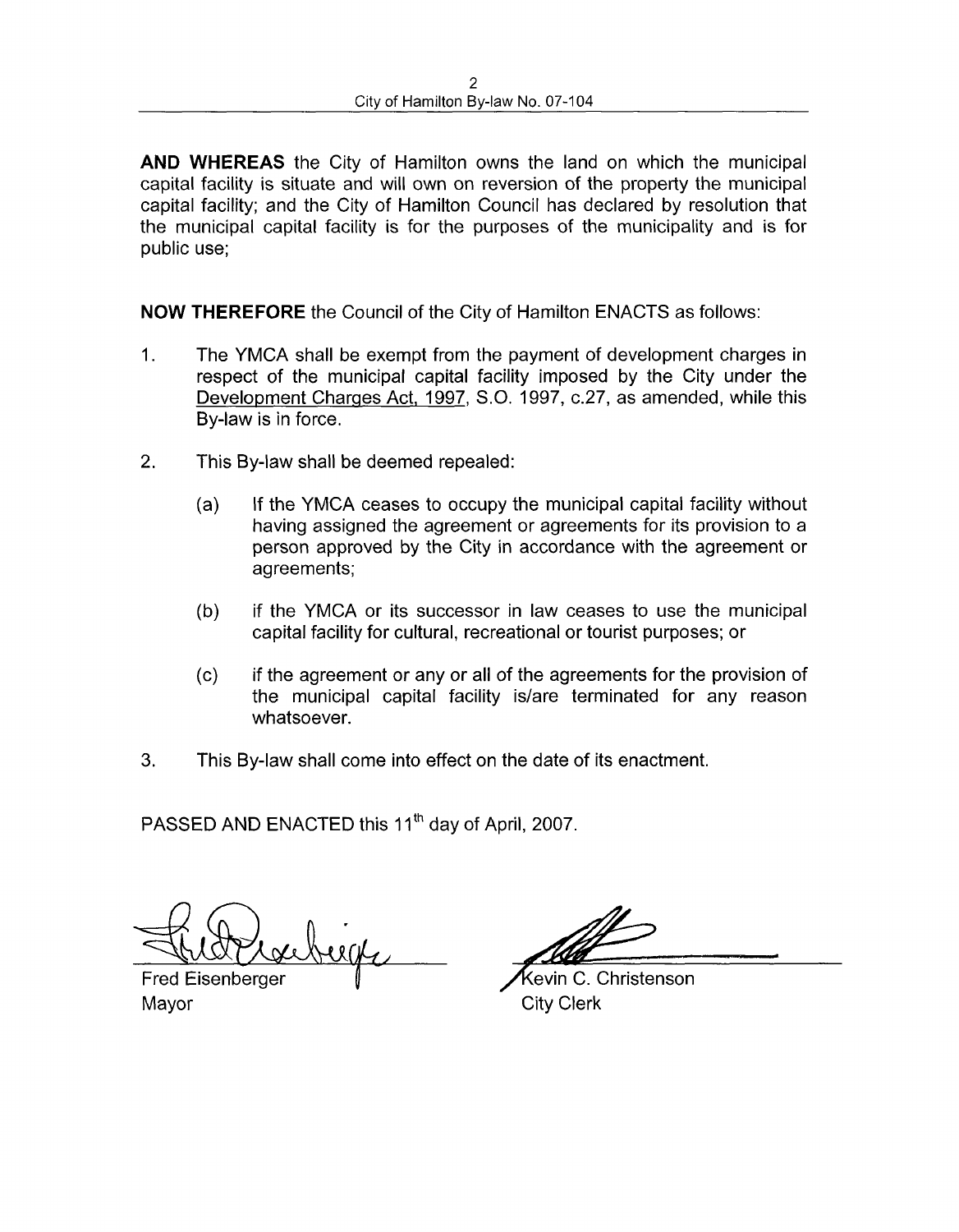**AND WHEREAS** the City of Hamilton owns the land on which the municipal capital facility is situate and will own on reversion of the property the municipal capital facility; and the City of Hamilton Council has declared by resolution that the municipal capital facility is for the purposes of the municipality and is for public use;

**NOW THEREFORE** the Council of the City of Hamilton ENACTS as follows:

1. The YMCA shall be exempt from the payment of development charges in respect of the municipal capital facility imposed by the City under the Development Charges Act, 1997, S.O. 1997, c.27, as amended, while this By-law is in force.

2. This By-law shall be deemed repealed:

   (a) If the YMCA ceases to occupy the municipal capital facility without having assigned the agreement or agreements for its provision to a person approved by the City in accordance with the agreement or agreements;

   (b) if the YMCA or its successor in law ceases to use the municipal capital facility for cultural, recreational or tourist purposes; or

   (c) if the agreement or any or all of the agreements for the provision of the municipal capital facility is/are terminated for any reason whatsoever.

3. This By-law shall come into effect on the date of its enactment.

PASSED AND ENACTED this 11th day of April, 2007.

Fred Eisenberger
Mayor

Kevin C. Christenson
City Clerk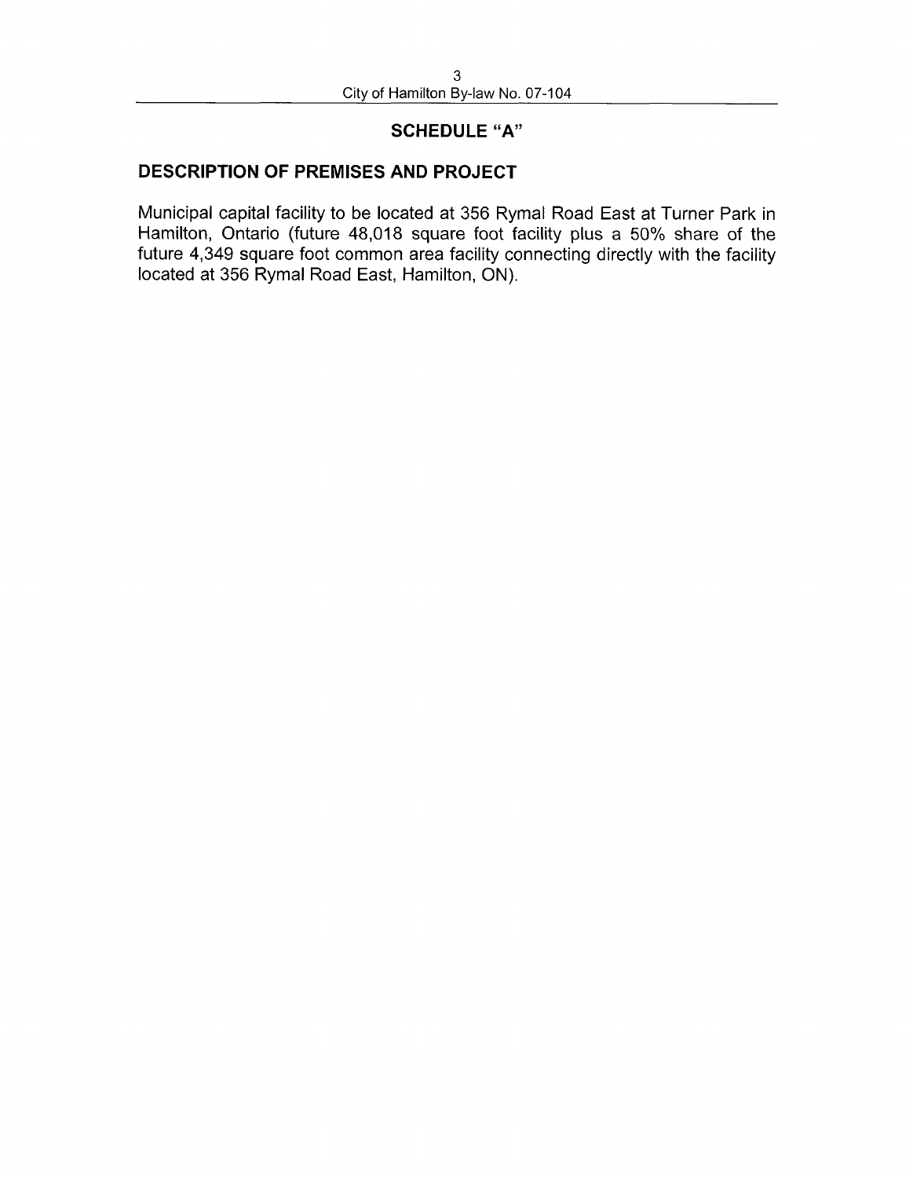## SCHEDULE "A"

### DESCRIPTION OF PREMISES AND PROJECT

Municipal capital facility to be located at 356 Rymal Road East at Turner Park in Hamilton, Ontario (future 48,018 square foot facility plus a 50% share of the future 4,349 square foot common area facility connecting directly with the facility located at 356 Rymal Road East, Hamilton, ON).